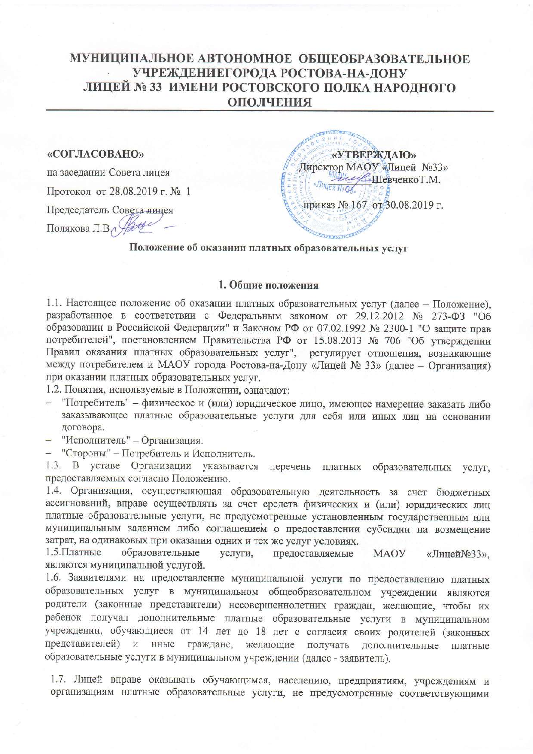# МУНИЦИПАЛЬНОЕ АВТОНОМНОЕ ОБЩЕОБРАЗОВАТЕЛЬНОЕ УЧРЕЖДЕНИЕГОРОДА РОСТОВА-НА-ДОНУ ЛИЦЕЙ № 33 ИМЕНИ РОСТОВСКОГО ПОЛКА НАРОДНОГО ОПОЛЧЕНИЯ

**«СОГЛАСОВАНО»**

на заседании Совета лицея

Протокол от 28.08.2019 г. № 1

Председатель Совета лицея

Полякова Л.В.

**«УТВЕРЖДАЮ»**

Директор МАОУ «Лицей №33»

ШевченкоТ.М.

приказ № 167 от 30.08.2019 г.

## Положение об оказании платных образовательных услуг

### 1. Общие положения

1.1. Настоящее положение об оказании платных образовательных услуг (далее – Положение), разработанное в соответствии с Федеральным законом от 29.12.2012 № 273-ФЗ "Об образовании в Российской Федерации" и Законом РФ от 07.02.1992 № 2300-1 "О защите прав потребителей", постановлением Правительства РФ от 15.08.2013 № 706 "Об утверждении Правил оказания платных образовательных услуг", регулирует отношения, возникающие между потребителем и МАОУ города Ростова-на-Дону «Лицей № 33» (далее – Организация) при оказании платных образовательных услуг.

1.2. Понятия, используемые в Положении, означают:

- "Потребитель" – физическое и (или) юридическое лицо, имеющее намерение заказать либо заказывающее платные образовательные услуги для себя или иных лиц на основании договора.
- "Исполнитель" – Организация.
- "Стороны" – Потребитель и Исполнитель.

1.3. В уставе Организации указывается перечень платных образовательных услуг, предоставляемых согласно Положению.

1.4. Организация, осуществляющая образовательную деятельность за счет бюджетных ассигнований, вправе осуществлять за счет средств физических и (или) юридических лиц платные образовательные услуги, не предусмотренные установленным государственным или муниципальным заданием либо соглашением о предоставлении субсидии на возмещение затрат, на одинаковых при оказании одних и тех же услуг условиях.

1.5.Платные образовательные услуги, предоставляемые МАОУ «Лицей№33», являются муниципальной услугой.

1.6. Заявителями на предоставление муниципальной услуги по предоставлению платных образовательных услуг в муниципальном общеобразовательном учреждении являются родители (законные представители) несовершеннолетних граждан, желающие, чтобы их ребенок получал дополнительные платные образовательные услуги в муниципальном учреждении, обучающиеся от 14 лет до 18 лет с согласия своих родителей (законных представителей) и иные граждане, желающие получать дополнительные платные образовательные услуги в муниципальном учреждении (далее - заявитель).

1.7. Лицей вправе оказывать обучающимся, населению, предприятиям, учреждениям и организациям платные образовательные услуги, не предусмотренные соответствующими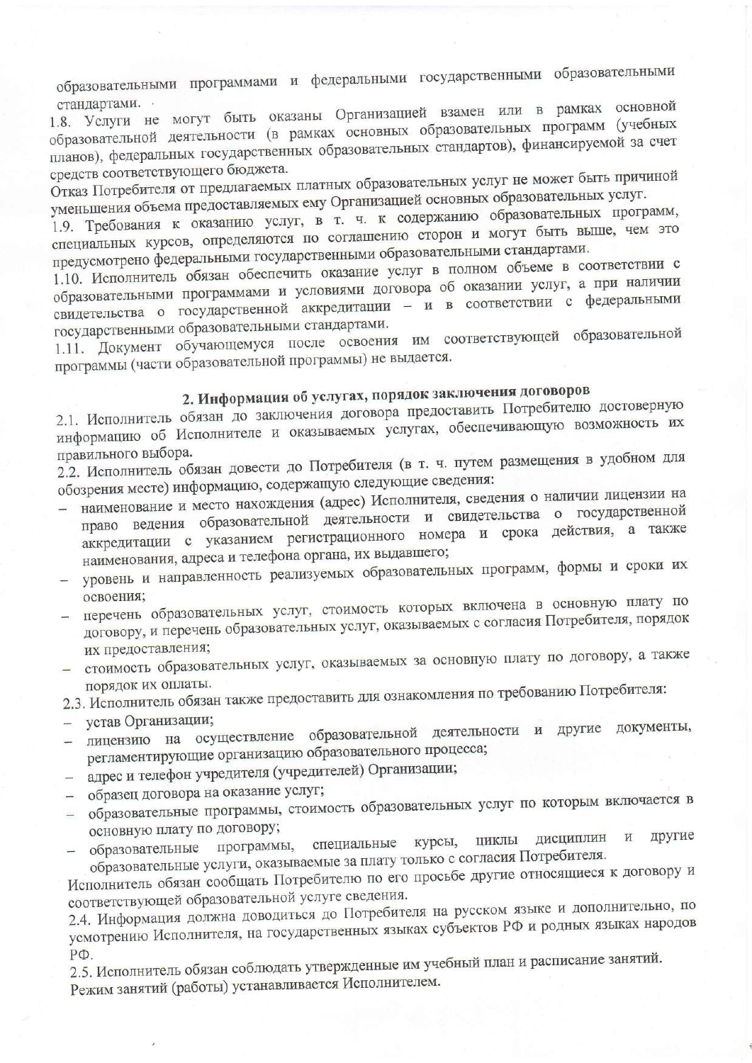образовательными программами и федеральными государственными образовательными стандартами.

1.8. Услуги не могут быть оказаны Организацией взамен или в рамках основной образовательной деятельности (в рамках основных образовательных программ (учебных планов), федеральных государственных образовательных стандартов), финансируемой за счет средств соответствующего бюджета.

Отказ Потребителя от предлагаемых платных образовательных услуг не может быть причиной уменьшения объема предоставляемых ему Организацией основных образовательных услуг.

1.9. Требования к оказанию услуг, в т. ч. к содержанию образовательных программ, специальных курсов, определяются по соглашению сторон и могут быть выше, чем это предусмотрено федеральными государственными образовательными стандартами.

1.10. Исполнитель обязан обеспечить оказание услуг в полном объеме в соответствии с образовательными программами и условиями договора об оказании услуг, а при наличии свидетельства о государственной аккредитации – и в соответствии с федеральными государственными образовательными стандартами.

1.11. Документ обучающемуся после освоения им соответствующей образовательной программы (части образовательной программы) не выдается.

## 2. Информация об услугах, порядок заключения договоров

2.1. Исполнитель обязан до заключения договора предоставить Потребителю достоверную информацию об Исполнителе и оказываемых услугах, обеспечивающую возможность их правильного выбора.

2.2. Исполнитель обязан довести до Потребителя (в т. ч. путем размещения в удобном для обозрения месте) информацию, содержащую следующие сведения:

- наименование и место нахождения (адрес) Исполнителя, сведения о наличии лицензии на право ведения образовательной деятельности и свидетельства о государственной аккредитации с указанием регистрационного номера и срока действия, а также наименования, адреса и телефона органа, их выдавшего;
- уровень и направленность реализуемых образовательных программ, формы и сроки их освоения;
- перечень образовательных услуг, стоимость которых включена в основную плату по договору, и перечень образовательных услуг, оказываемых с согласия Потребителя, порядок их предоставления;
- стоимость образовательных услуг, оказываемых за основную плату по договору, а также порядок их оплаты.

2.3. Исполнитель обязан также предоставить для ознакомления по требованию Потребителя:

- устав Организации;
- лицензию на осуществление образовательной деятельности и другие документы, регламентирующие организацию образовательного процесса;
- адрес и телефон учредителя (учредителей) Организации;
- образец договора на оказание услуг;
- образовательные программы, стоимость образовательных услуг по которым включается в основную плату по договору;
- образовательные программы, специальные курсы, циклы дисциплин и другие образовательные услуги, оказываемые за плату только с согласия Потребителя.

Исполнитель обязан сообщать Потребителю по его просьбе другие относящиеся к договору и соответствующей образовательной услуге сведения.

2.4. Информация должна доводиться до Потребителя на русском языке и дополнительно, по усмотрению Исполнителя, на государственных языках субъектов РФ и родных языках народов РФ.

2.5. Исполнитель обязан соблюдать утвержденные им учебный план и расписание занятий. Режим занятий (работы) устанавливается Исполнителем.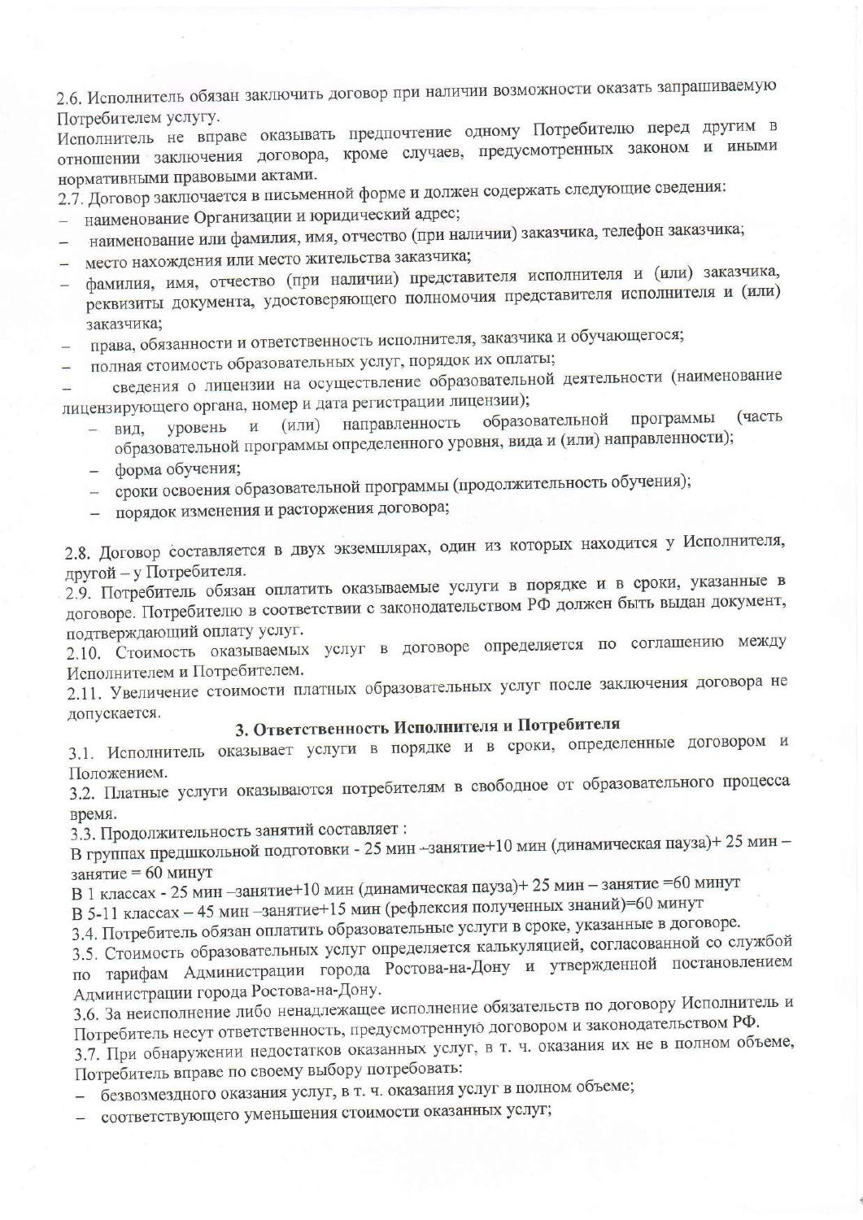2.6. Исполнитель обязан заключить договор при наличии возможности оказать запрашиваемую Потребителем услугу.

Исполнитель не вправе оказывать предпочтение одному Потребителю перед другим в отношении заключения договора, кроме случаев, предусмотренных законом и иными нормативными правовыми актами.

2.7. Договор заключается в письменной форме и должен содержать следующие сведения:

- наименование Организации и юридический адрес;
- наименование или фамилия, имя, отчество (при наличии) заказчика, телефон заказчика;
- место нахождения или место жительства заказчика;
- фамилия, имя, отчество (при наличии) представителя исполнителя и (или) заказчика, реквизиты документа, удостоверяющего полномочия представителя исполнителя и (или) заказчика;
- права, обязанности и ответственность исполнителя, заказчика и обучающегося;
- полная стоимость образовательных услуг, порядок их оплаты;
- сведения о лицензии на осуществление образовательной деятельности (наименование лицензирующего органа, номер и дата регистрации лицензии);
- вид, уровень и (или) направленность образовательной программы (часть образовательной программы определенного уровня, вида и (или) направленности);
- форма обучения;
- сроки освоения образовательной программы (продолжительность обучения);
- порядок изменения и расторжения договора;

2.8. Договор составляется в двух экземплярах, один из которых находится у Исполнителя, другой – у Потребителя.

2.9. Потребитель обязан оплатить оказываемые услуги в порядке и в сроки, указанные в договоре. Потребителю в соответствии с законодательством РФ должен быть выдан документ, подтверждающий оплату услуг.

2.10. Стоимость оказываемых услуг в договоре определяется по соглашению между Исполнителем и Потребителем.

2.11. Увеличение стоимости платных образовательных услуг после заключения договора не допускается.

## 3. Ответственность Исполнителя и Потребителя

3.1. Исполнитель оказывает услуги в порядке и в сроки, определенные договором и Положением.

3.2. Платные услуги оказываются потребителям в свободное от образовательного процесса время.

3.3. Продолжительность занятий составляет :

В группах предшкольной подготовки - 25 мин –занятие+10 мин (динамическая пауза)+ 25 мин – занятие = 60 минут

В 1 классах - 25 мин –занятие+10 мин (динамическая пауза)+ 25 мин – занятие =60 минут

В 5-11 классах – 45 мин –занятие+15 мин (рефлексия полученных знаний)=60 минут

3.4. Потребитель обязан оплатить образовательные услуги в сроке, указанные в договоре.

3.5. Стоимость образовательных услуг определяется калькуляцией, согласованной со службой по тарифам Администрации города Ростова-на-Дону и утвержденной постановлением Администрации города Ростова-на-Дону.

3.6. За неисполнение либо ненадлежащее исполнение обязательств по договору Исполнитель и Потребитель несут ответственность, предусмотренную договором и законодательством РФ.

3.7. При обнаружении недостатков оказанных услуг, в т. ч. оказания их не в полном объеме, Потребитель вправе по своему выбору потребовать:

- безвозмездного оказания услуг, в т. ч. оказания услуг в полном объеме;
- соответствующего уменьшения стоимости оказанных услуг;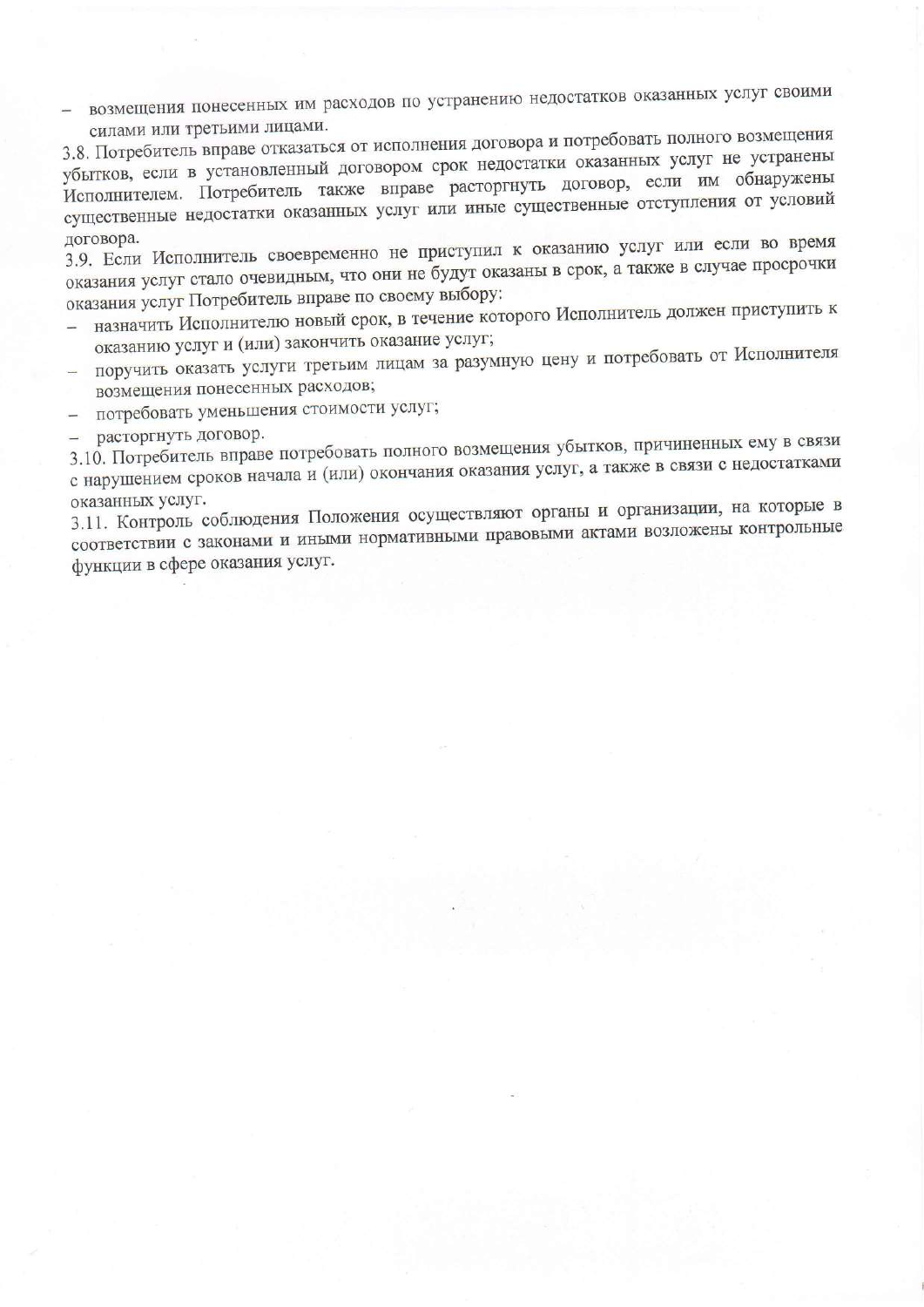- возмещения понесенных им расходов по устранению недостатков оказанных услуг своими силами или третьими лицами.

3.8. Потребитель вправе отказаться от исполнения договора и потребовать полного возмещения убытков, если в установленный договором срок недостатки оказанных услуг не устранены Исполнителем. Потребитель также вправе расторгнуть договор, если им обнаружены существенные недостатки оказанных услуг или иные существенные отступления от условий договора.

3.9. Если Исполнитель своевременно не приступил к оказанию услуг или если во время оказания услуг стало очевидным, что они не будут оказаны в срок, а также в случае просрочки оказания услуг Потребитель вправе по своему выбору:

- назначить Исполнителю новый срок, в течение которого Исполнитель должен приступить к оказанию услуг и (или) закончить оказание услуг;
- поручить оказать услуги третьим лицам за разумную цену и потребовать от Исполнителя возмещения понесенных расходов;
- потребовать уменьшения стоимости услуг;
- расторгнуть договор.

3.10. Потребитель вправе потребовать полного возмещения убытков, причиненных ему в связи с нарушением сроков начала и (или) окончания оказания услуг, а также в связи с недостатками оказанных услуг.

3.11. Контроль соблюдения Положения осуществляют органы и организации, на которые в соответствии с законами и иными нормативными правовыми актами возложены контрольные функции в сфере оказания услуг.